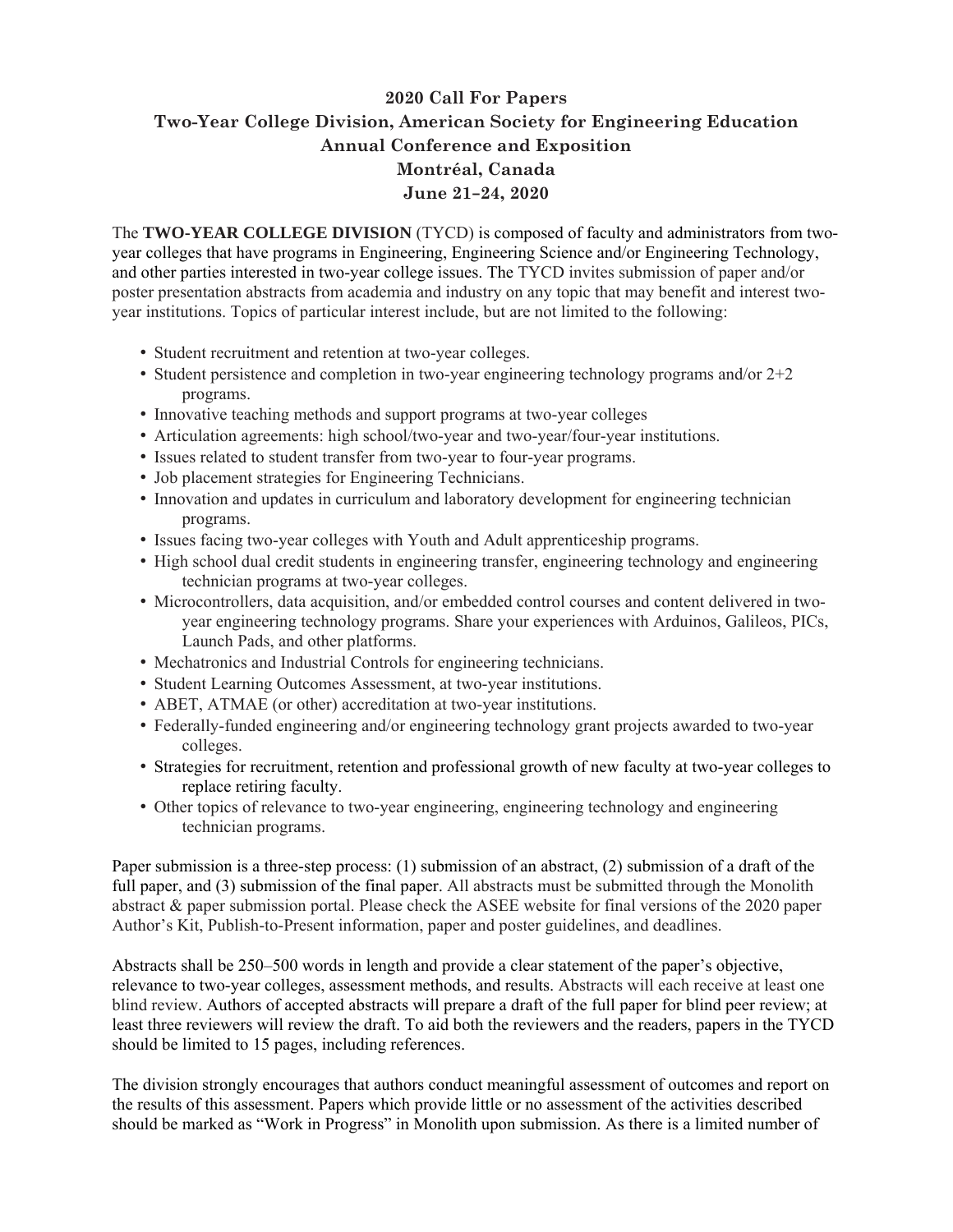# 2020 Call For Papers
## Two-Year College Division, American Society for Engineering Education
## Annual Conference and Exposition
## Montréal, Canada
## June 21–24, 2020

The **TWO-YEAR COLLEGE DIVISION** (TYCD) is composed of faculty and administrators from two-year colleges that have programs in Engineering, Engineering Science and/or Engineering Technology, and other parties interested in two-year college issues. The TYCD invites submission of paper and/or poster presentation abstracts from academia and industry on any topic that may benefit and interest two-year institutions. Topics of particular interest include, but are not limited to the following:

- Student recruitment and retention at two-year colleges.
- Student persistence and completion in two-year engineering technology programs and/or 2+2 programs.
- Innovative teaching methods and support programs at two-year colleges
- Articulation agreements: high school/two-year and two-year/four-year institutions.
- Issues related to student transfer from two-year to four-year programs.
- Job placement strategies for Engineering Technicians.
- Innovation and updates in curriculum and laboratory development for engineering technician programs.
- Issues facing two-year colleges with Youth and Adult apprenticeship programs.
- High school dual credit students in engineering transfer, engineering technology and engineering technician programs at two-year colleges.
- Microcontrollers, data acquisition, and/or embedded control courses and content delivered in two-year engineering technology programs. Share your experiences with Arduinos, Galileos, PICs, Launch Pads, and other platforms.
- Mechatronics and Industrial Controls for engineering technicians.
- Student Learning Outcomes Assessment, at two-year institutions.
- ABET, ATMAE (or other) accreditation at two-year institutions.
- Federally-funded engineering and/or engineering technology grant projects awarded to two-year colleges.
- Strategies for recruitment, retention and professional growth of new faculty at two-year colleges to replace retiring faculty.
- Other topics of relevance to two-year engineering, engineering technology and engineering technician programs.

Paper submission is a three-step process: (1) submission of an abstract, (2) submission of a draft of the full paper, and (3) submission of the final paper. All abstracts must be submitted through the Monolith abstract & paper submission portal. Please check the ASEE website for final versions of the 2020 paper Author's Kit, Publish-to-Present information, paper and poster guidelines, and deadlines.

Abstracts shall be 250–500 words in length and provide a clear statement of the paper's objective, relevance to two-year colleges, assessment methods, and results. Abstracts will each receive at least one blind review. Authors of accepted abstracts will prepare a draft of the full paper for blind peer review; at least three reviewers will review the draft. To aid both the reviewers and the readers, papers in the TYCD should be limited to 15 pages, including references.

The division strongly encourages that authors conduct meaningful assessment of outcomes and report on the results of this assessment. Papers which provide little or no assessment of the activities described should be marked as "Work in Progress" in Monolith upon submission. As there is a limited number of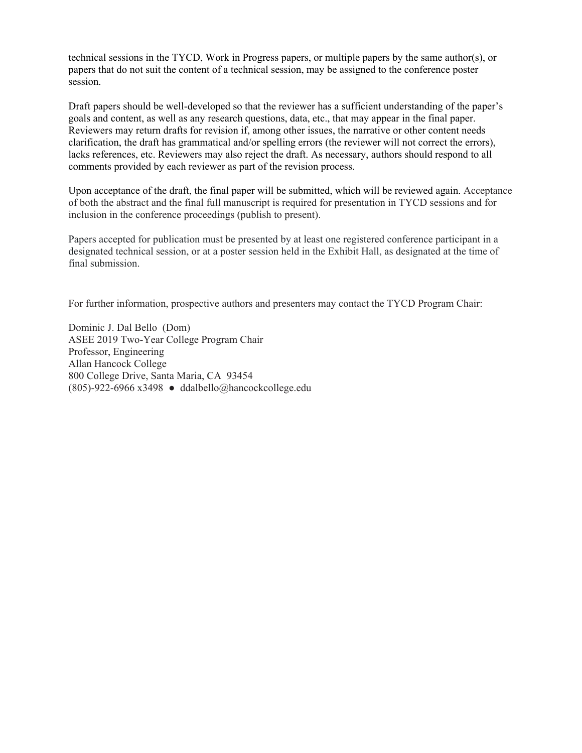technical sessions in the TYCD, Work in Progress papers, or multiple papers by the same author(s), or papers that do not suit the content of a technical session, may be assigned to the conference poster session.

Draft papers should be well-developed so that the reviewer has a sufficient understanding of the paper's goals and content, as well as any research questions, data, etc., that may appear in the final paper. Reviewers may return drafts for revision if, among other issues, the narrative or other content needs clarification, the draft has grammatical and/or spelling errors (the reviewer will not correct the errors), lacks references, etc. Reviewers may also reject the draft. As necessary, authors should respond to all comments provided by each reviewer as part of the revision process.

Upon acceptance of the draft, the final paper will be submitted, which will be reviewed again. Acceptance of both the abstract and the final full manuscript is required for presentation in TYCD sessions and for inclusion in the conference proceedings (publish to present).

Papers accepted for publication must be presented by at least one registered conference participant in a designated technical session, or at a poster session held in the Exhibit Hall, as designated at the time of final submission.

For further information, prospective authors and presenters may contact the TYCD Program Chair:

Dominic J. Dal Bello (Dom)
ASEE 2019 Two-Year College Program Chair
Professor, Engineering
Allan Hancock College
800 College Drive, Santa Maria, CA 93454
(805)-922-6966 x3498 ● ddalbello@hancockcollege.edu